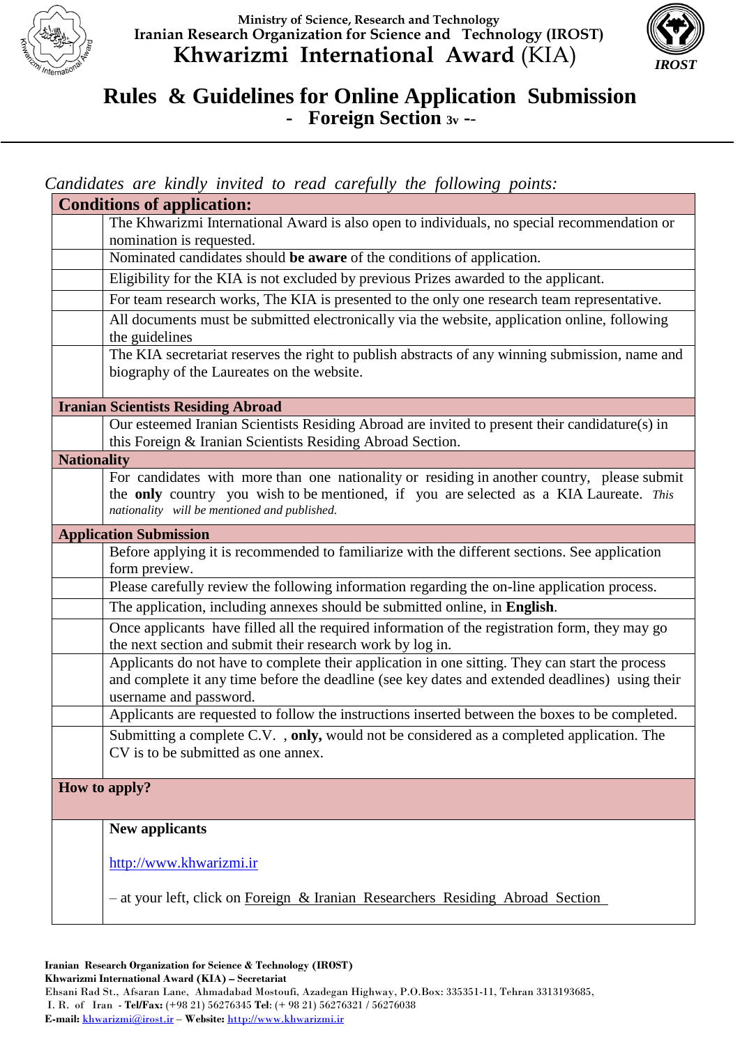Ministry of Science, Research and Technology
Iranian Research Organization for Science and Technology (IROST)
**Khwarizmi International Award (KIA)**

# Rules & Guidelines for Online Application Submission

## - Foreign Section 3v --

*Candidates are kindly invited to read carefully the following points:*

| **Conditions of application:** | |
|---|---|
| | The Khwarizmi International Award is also open to individuals, no special recommendation or nomination is requested. |
| | Nominated candidates should **be aware** of the conditions of application. |
| | Eligibility for the KIA is not excluded by previous Prizes awarded to the applicant. |
| | For team research works, The KIA is presented to the only one research team representative. |
| | All documents must be submitted electronically via the website, application online, following the guidelines |
| | The KIA secretariat reserves the right to publish abstracts of any winning submission, name and biography of the Laureates on the website. |
| **Iranian Scientists Residing Abroad** | |
| | Our esteemed Iranian Scientists Residing Abroad are invited to present their candidature(s) in this Foreign & Iranian Scientists Residing Abroad Section. |
| **Nationality** | |
| | For candidates with more than one nationality or residing in another country, please submit the **only** country you wish to be mentioned, if you are selected as a KIA Laureate. *This nationality will be mentioned and published.* |
| **Application Submission** | |
| | Before applying it is recommended to familiarize with the different sections. See application form preview. |
| | Please carefully review the following information regarding the on-line application process. |
| | The application, including annexes should be submitted online, in **English**. |
| | Once applicants have filled all the required information of the registration form, they may go the next section and submit their research work by log in. |
| | Applicants do not have to complete their application in one sitting. They can start the process and complete it any time before the deadline (see key dates and extended deadlines) using their username and password. |
| | Applicants are requested to follow the instructions inserted between the boxes to be completed. |
| | Submitting a complete C.V. , **only,** would not be considered as a completed application. The CV is to be submitted as one annex. |
| **How to apply?** | |
| | **New applicants**<br><br>http://www.khwarizmi.ir<br><br>– at your left, click on Foreign & Iranian Researchers Residing Abroad Section |

**Iranian Research Organization for Science & Technology (IROST)**
**Khwarizmi International Award (KIA) – Secretariat**
Ehsani Rad St., Afsaran Lane, Ahmadabad Mostoufi, Azadegan Highway, P.O.Box: 335351-11, Tehran 3313193685,
I. R. of Iran - **Tel/Fax:** (+98 21) 56276345 **Tel**: (+ 98 21) 56276321 / 56276038
**E-mail:** khwarizmi@irost.ir – **Website:** http://www.khwarizmi.ir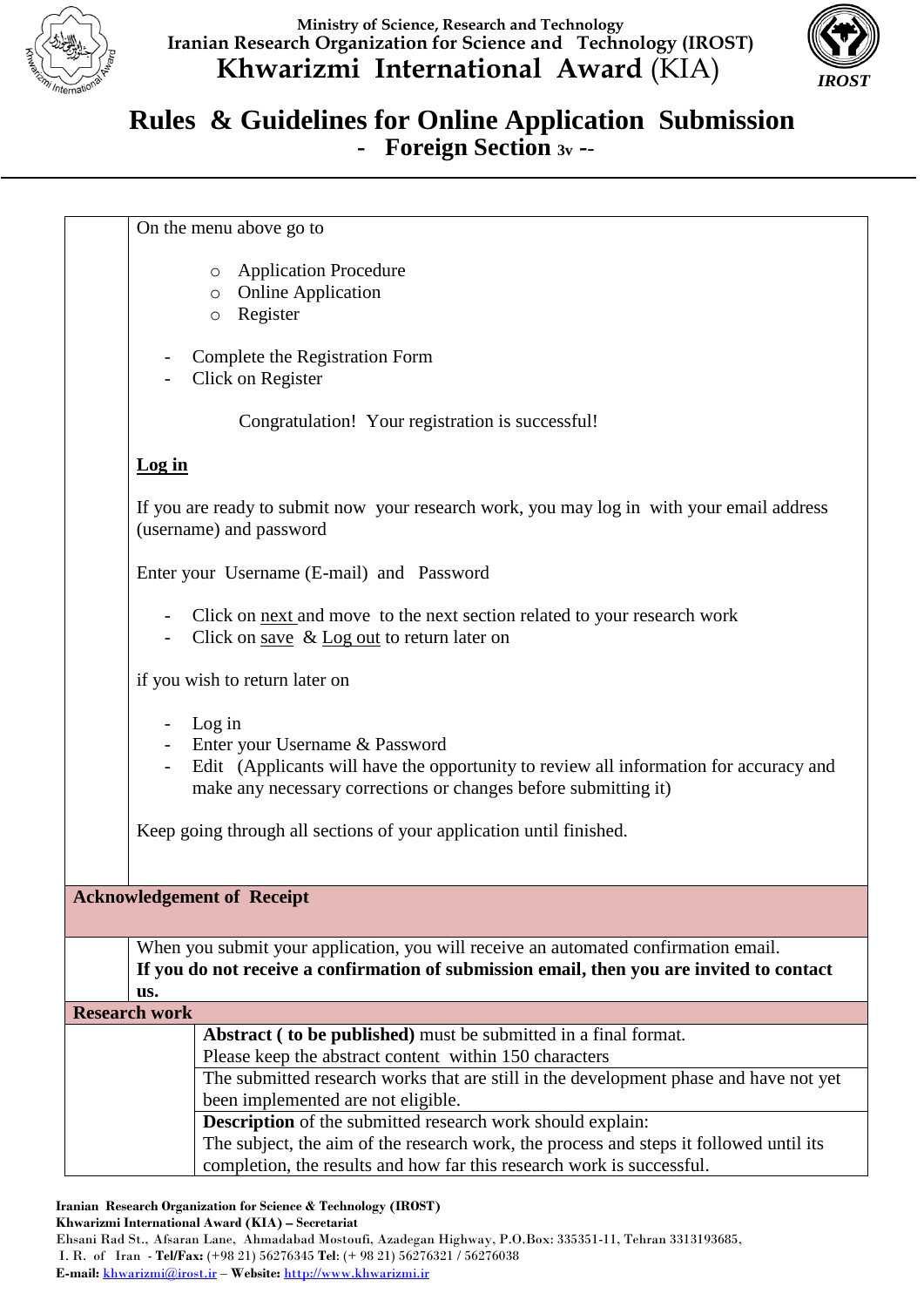On the menu above go to

- Application Procedure
- Online Application
- Register

- Complete the Registration Form
- Click on Register

Congratulation! Your registration is successful!

**<u>Log in</u>**

If you are ready to submit now your research work, you may log in with your email address (username) and password

Enter your Username (E-mail) and Password

- Click on <u>next</u> and move to the next section related to your research work
- Click on <u>save</u> & <u>Log out</u> to return later on

if you wish to return later on

- Log in
- Enter your Username & Password
- Edit (Applicants will have the opportunity to review all information for accuracy and make any necessary corrections or changes before submitting it)

Keep going through all sections of your application until finished.

## Acknowledgement of Receipt

When you submit your application, you will receive an automated confirmation email.
**If you do not receive a confirmation of submission email, then you are invited to contact us.**

## Research work

**Abstract ( to be published)** must be submitted in a final format.
Please keep the abstract content within 150 characters

The submitted research works that are still in the development phase and have not yet been implemented are not eligible.

**Description** of the submitted research work should explain:
The subject, the aim of the research work, the process and steps it followed until its completion, the results and how far this research work is successful.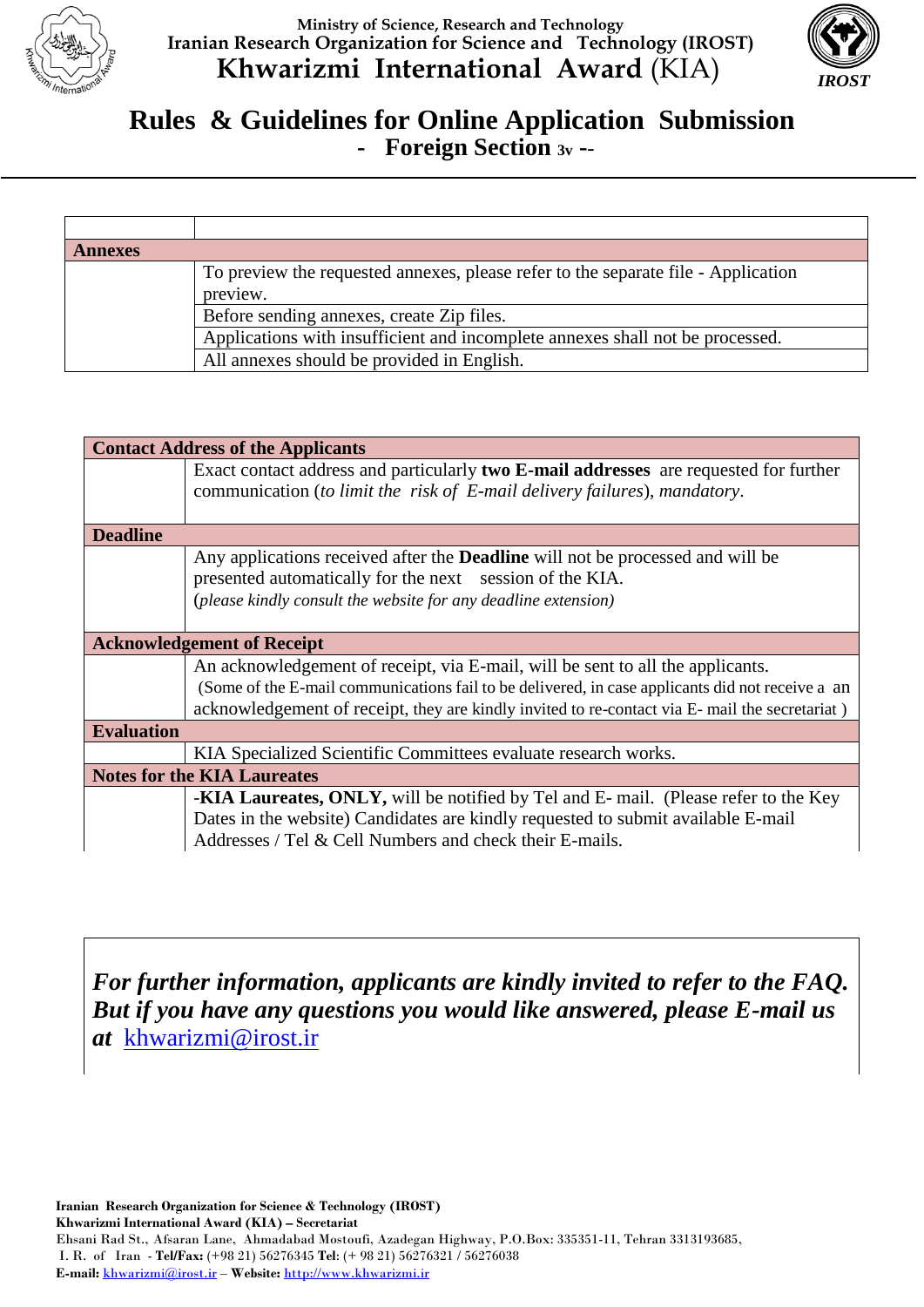Ministry of Science, Research and Technology
Iranian Research Organization for Science and Technology (IROST)
**Khwarizmi International Award** (KIA)

# Rules & Guidelines for Online Application Submission
## - Foreign Section 3v --

| | |
|---|---|
| **Annexes** | |
| | To preview the requested annexes, please refer to the separate file - Application preview. |
| | Before sending annexes, create Zip files. |
| | Applications with insufficient and incomplete annexes shall not be processed. |
| | All annexes should be provided in English. |

| | |
|---|---|
| **Contact Address of the Applicants** | |
| | Exact contact address and particularly **two E-mail addresses** are requested for further communication (*to limit the risk of E-mail delivery failures*), *mandatory*. |
| **Deadline** | |
| | Any applications received after the **Deadline** will not be processed and will be presented automatically for the next session of the KIA. (*please kindly consult the website for any deadline extension)* |
| **Acknowledgement of Receipt** | |
| | An acknowledgement of receipt, via E-mail, will be sent to all the applicants. (Some of the E-mail communications fail to be delivered, in case applicants did not receive a an acknowledgement of receipt, they are kindly invited to re-contact via E- mail the secretariat ) |
| **Evaluation** | |
| | KIA Specialized Scientific Committees evaluate research works. |
| **Notes for the KIA Laureates** | |
| | -**KIA Laureates, ONLY,** will be notified by Tel and E- mail. (Please refer to the Key Dates in the website) Candidates are kindly requested to submit available E-mail Addresses / Tel & Cell Numbers and check their E-mails. |

***For further information, applicants are kindly invited to refer to the FAQ. But if you have any questions you would like answered, please E-mail us at*** [khwarizmi@irost.ir](mailto:khwarizmi@irost.ir)

**Iranian Research Organization for Science & Technology (IROST)**
**Khwarizmi International Award (KIA) – Secretariat**
Ehsani Rad St., Afsaran Lane, Ahmadabad Mostoufi, Azadegan Highway, P.O.Box: 335351-11, Tehran 3313193685,
I. R. of Iran - **Tel/Fax:** (+98 21) 56276345 **Tel**: (+ 98 21) 56276321 / 56276038
**E-mail:** khwarizmi@irost.ir – **Website:** http://www.khwarizmi.ir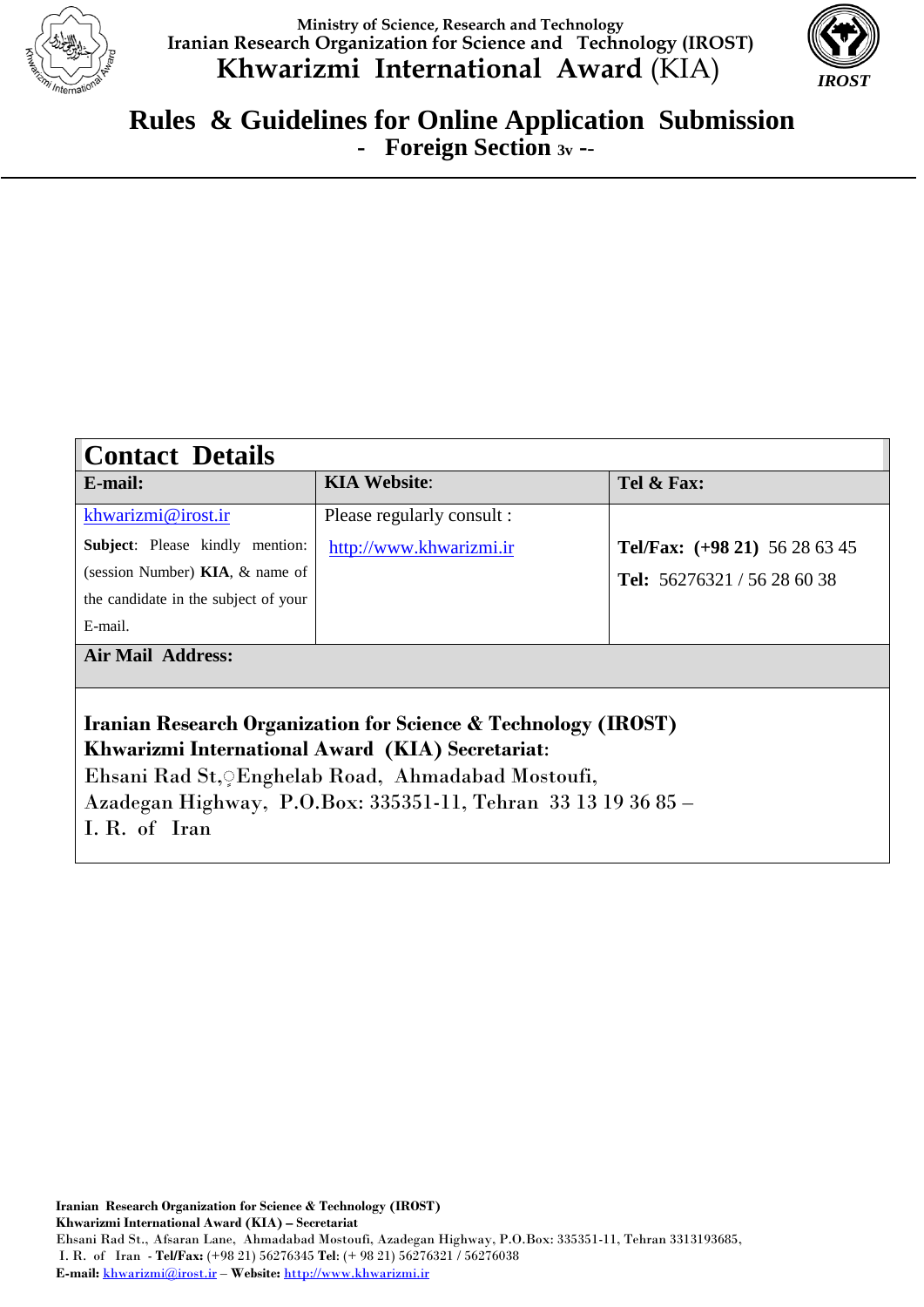Ministry of Science, Research and Technology
Iranian Research Organization for Science and Technology (IROST)
**Khwarizmi International Award (KIA)**

# Rules & Guidelines for Online Application Submission

## - Foreign Section 3v --

| Contact Details | | |
|---|---|---|
| **E-mail:** | **KIA Website**: | **Tel & Fax:** |
| khwarizmi@irost.ir<br>**Subject**: Please kindly mention: (session Number) **KIA**, & name of the candidate in the subject of your E-mail. | Please regularly consult :<br>http://www.khwarizmi.ir | **Tel/Fax: (+98 21)** 56 28 63 45<br>**Tel:** 56276321 / 56 28 60 38 |
| **Air Mail Address:** | | |
| **Iranian Research Organization for Science & Technology (IROST)**<br>**Khwarizmi International Award (KIA) Secretariat**:<br>Ehsani Rad St., Enghelab Road, Ahmadabad Mostoufi,<br>Azadegan Highway, P.O.Box: 335351-11, Tehran 33 13 19 36 85 –<br>I. R. of Iran | | |

**Iranian Research Organization for Science & Technology (IROST)**
**Khwarizmi International Award (KIA) – Secretariat**
Ehsani Rad St., Afsaran Lane, Ahmadabad Mostoufi, Azadegan Highway, P.O.Box: 335351-11, Tehran 3313193685,
I. R. of Iran - **Tel/Fax:** (+98 21) 56276345 **Tel**: (+ 98 21) 56276321 / 56276038
**E-mail:** khwarizmi@irost.ir – **Website:** http://www.khwarizmi.ir